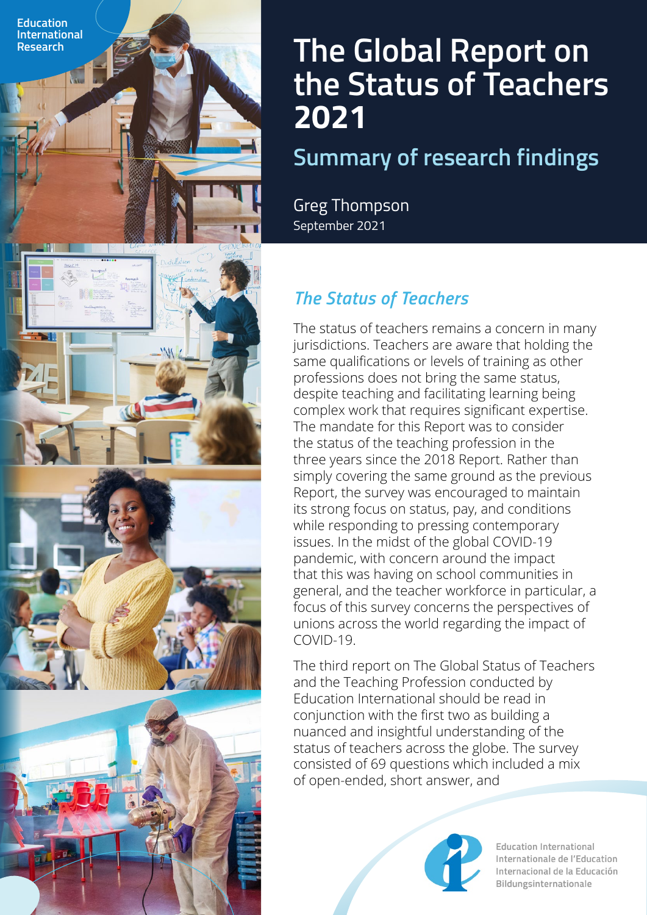Education International Research

# The Global Report on the Status of Teachers 2021

## Summary of research findings

Greg Thompson
September 2021

### *The Status of Teachers*

The status of teachers remains a concern in many jurisdictions. Teachers are aware that holding the same qualifications or levels of training as other professions does not bring the same status, despite teaching and facilitating learning being complex work that requires significant expertise. The mandate for this Report was to consider the status of the teaching profession in the three years since the 2018 Report. Rather than simply covering the same ground as the previous Report, the survey was encouraged to maintain its strong focus on status, pay, and conditions while responding to pressing contemporary issues. In the midst of the global COVID-19 pandemic, with concern around the impact that this was having on school communities in general, and the teacher workforce in particular, a focus of this survey concerns the perspectives of unions across the world regarding the impact of COVID-19.

The third report on The Global Status of Teachers and the Teaching Profession conducted by Education International should be read in conjunction with the first two as building a nuanced and insightful understanding of the status of teachers across the globe. The survey consisted of 69 questions which included a mix of open-ended, short answer, and

Education International
Internationale de l'Education
Internacional de la Educación
Bildungsinternationale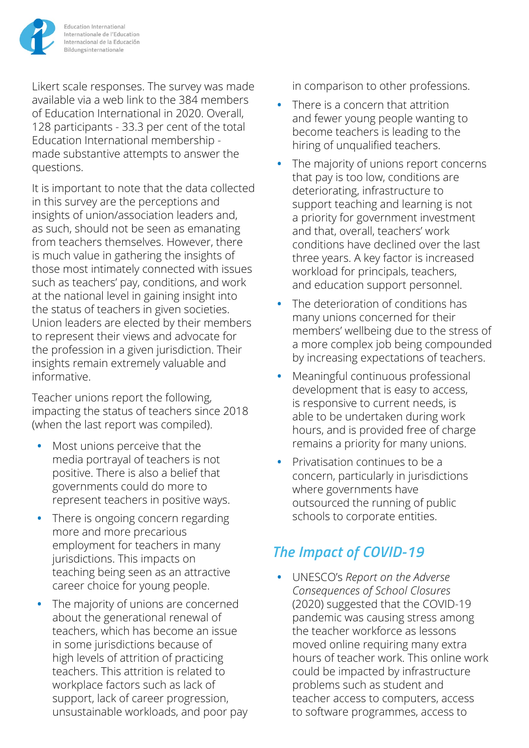Likert scale responses. The survey was made available via a web link to the 384 members of Education International in 2020. Overall, 128 participants - 33.3 per cent of the total Education International membership - made substantive attempts to answer the questions.

It is important to note that the data collected in this survey are the perceptions and insights of union/association leaders and, as such, should not be seen as emanating from teachers themselves. However, there is much value in gathering the insights of those most intimately connected with issues such as teachers' pay, conditions, and work at the national level in gaining insight into the status of teachers in given societies. Union leaders are elected by their members to represent their views and advocate for the profession in a given jurisdiction. Their insights remain extremely valuable and informative.

Teacher unions report the following, impacting the status of teachers since 2018 (when the last report was compiled).

- Most unions perceive that the media portrayal of teachers is not positive. There is also a belief that governments could do more to represent teachers in positive ways.
- There is ongoing concern regarding more and more precarious employment for teachers in many jurisdictions. This impacts on teaching being seen as an attractive career choice for young people.
- The majority of unions are concerned about the generational renewal of teachers, which has become an issue in some jurisdictions because of high levels of attrition of practicing teachers. This attrition is related to workplace factors such as lack of support, lack of career progression, unsustainable workloads, and poor pay in comparison to other professions.
- There is a concern that attrition and fewer young people wanting to become teachers is leading to the hiring of unqualified teachers.
- The majority of unions report concerns that pay is too low, conditions are deteriorating, infrastructure to support teaching and learning is not a priority for government investment and that, overall, teachers' work conditions have declined over the last three years. A key factor is increased workload for principals, teachers, and education support personnel.
- The deterioration of conditions has many unions concerned for their members' wellbeing due to the stress of a more complex job being compounded by increasing expectations of teachers.
- Meaningful continuous professional development that is easy to access, is responsive to current needs, is able to be undertaken during work hours, and is provided free of charge remains a priority for many unions.
- Privatisation continues to be a concern, particularly in jurisdictions where governments have outsourced the running of public schools to corporate entities.

## *The Impact of COVID-19*

- UNESCO's *Report on the Adverse Consequences of School Closures* (2020) suggested that the COVID-19 pandemic was causing stress among the teacher workforce as lessons moved online requiring many extra hours of teacher work. This online work could be impacted by infrastructure problems such as student and teacher access to computers, access to software programmes, access to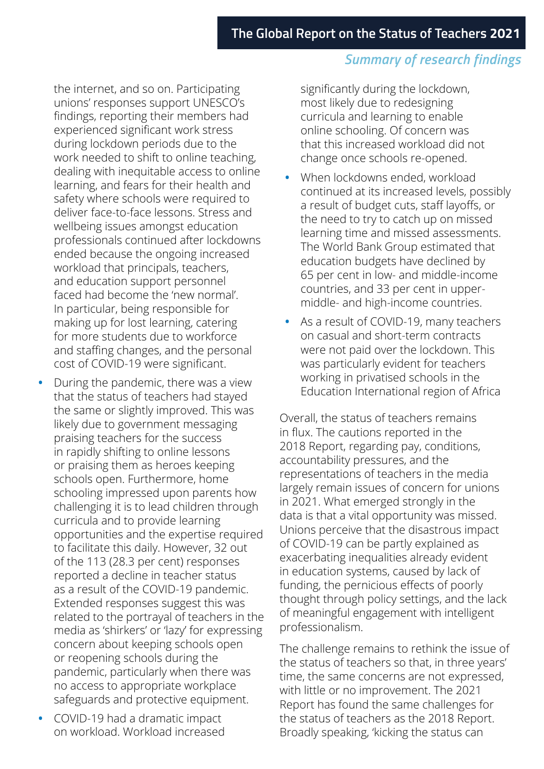the internet, and so on. Participating unions' responses support UNESCO's findings, reporting their members had experienced significant work stress during lockdown periods due to the work needed to shift to online teaching, dealing with inequitable access to online learning, and fears for their health and safety where schools were required to deliver face-to-face lessons. Stress and wellbeing issues amongst education professionals continued after lockdowns ended because the ongoing increased workload that principals, teachers, and education support personnel faced had become the 'new normal'. In particular, being responsible for making up for lost learning, catering for more students due to workforce and staffing changes, and the personal cost of COVID-19 were significant.

- During the pandemic, there was a view that the status of teachers had stayed the same or slightly improved. This was likely due to government messaging praising teachers for the success in rapidly shifting to online lessons or praising them as heroes keeping schools open. Furthermore, home schooling impressed upon parents how challenging it is to lead children through curricula and to provide learning opportunities and the expertise required to facilitate this daily. However, 32 out of the 113 (28.3 per cent) responses reported a decline in teacher status as a result of the COVID-19 pandemic. Extended responses suggest this was related to the portrayal of teachers in the media as 'shirkers' or 'lazy' for expressing concern about keeping schools open or reopening schools during the pandemic, particularly when there was no access to appropriate workplace safeguards and protective equipment.
- COVID-19 had a dramatic impact on workload. Workload increased significantly during the lockdown, most likely due to redesigning curricula and learning to enable online schooling. Of concern was that this increased workload did not change once schools re-opened.
- When lockdowns ended, workload continued at its increased levels, possibly a result of budget cuts, staff layoffs, or the need to try to catch up on missed learning time and missed assessments. The World Bank Group estimated that education budgets have declined by 65 per cent in low- and middle-income countries, and 33 per cent in upper-middle- and high-income countries.
- As a result of COVID-19, many teachers on casual and short-term contracts were not paid over the lockdown. This was particularly evident for teachers working in privatised schools in the Education International region of Africa

Overall, the status of teachers remains in flux. The cautions reported in the 2018 Report, regarding pay, conditions, accountability pressures, and the representations of teachers in the media largely remain issues of concern for unions in 2021. What emerged strongly in the data is that a vital opportunity was missed. Unions perceive that the disastrous impact of COVID-19 can be partly explained as exacerbating inequalities already evident in education systems, caused by lack of funding, the pernicious effects of poorly thought through policy settings, and the lack of meaningful engagement with intelligent professionalism.

The challenge remains to rethink the issue of the status of teachers so that, in three years' time, the same concerns are not expressed, with little or no improvement. The 2021 Report has found the same challenges for the status of teachers as the 2018 Report. Broadly speaking, 'kicking the status can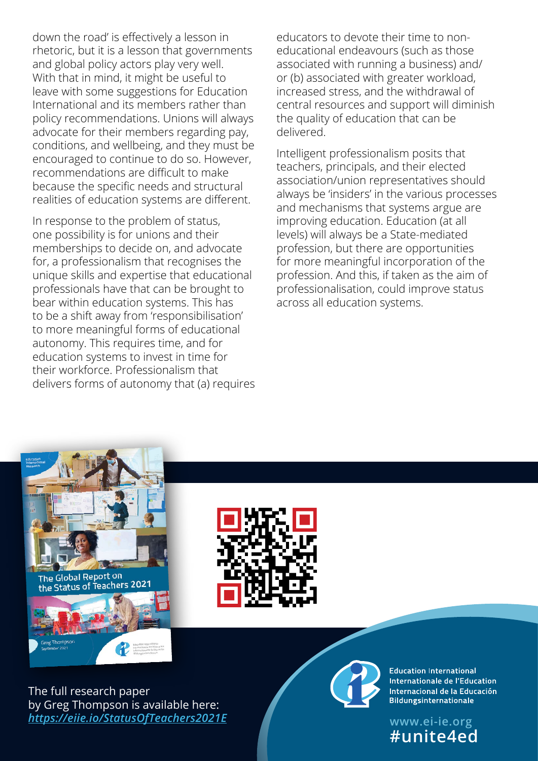down the road' is effectively a lesson in rhetoric, but it is a lesson that governments and global policy actors play very well. With that in mind, it might be useful to leave with some suggestions for Education International and its members rather than policy recommendations. Unions will always advocate for their members regarding pay, conditions, and wellbeing, and they must be encouraged to continue to do so. However, recommendations are difficult to make because the specific needs and structural realities of education systems are different.

In response to the problem of status, one possibility is for unions and their memberships to decide on, and advocate for, a professionalism that recognises the unique skills and expertise that educational professionals have that can be brought to bear within education systems. This has to be a shift away from 'responsibilisation' to more meaningful forms of educational autonomy. This requires time, and for education systems to invest in time for their workforce. Professionalism that delivers forms of autonomy that (a) requires educators to devote their time to non-educational endeavours (such as those associated with running a business) and/or (b) associated with greater workload, increased stress, and the withdrawal of central resources and support will diminish the quality of education that can be delivered.

Intelligent professionalism posits that teachers, principals, and their elected association/union representatives should always be 'insiders' in the various processes and mechanisms that systems argue are improving education. Education (at all levels) will always be a State-mediated profession, but there are opportunities for more meaningful incorporation of the profession. And this, if taken as the aim of professionalisation, could improve status across all education systems.

The full research paper by Greg Thompson is available here:
*https://eiie.io/StatusOfTeachers2021E*

**Education International**
**Internationale de l'Education**
**Internacional de la Educación**
**Bildungsinternationale**

www.ei-ie.org
#unite4ed